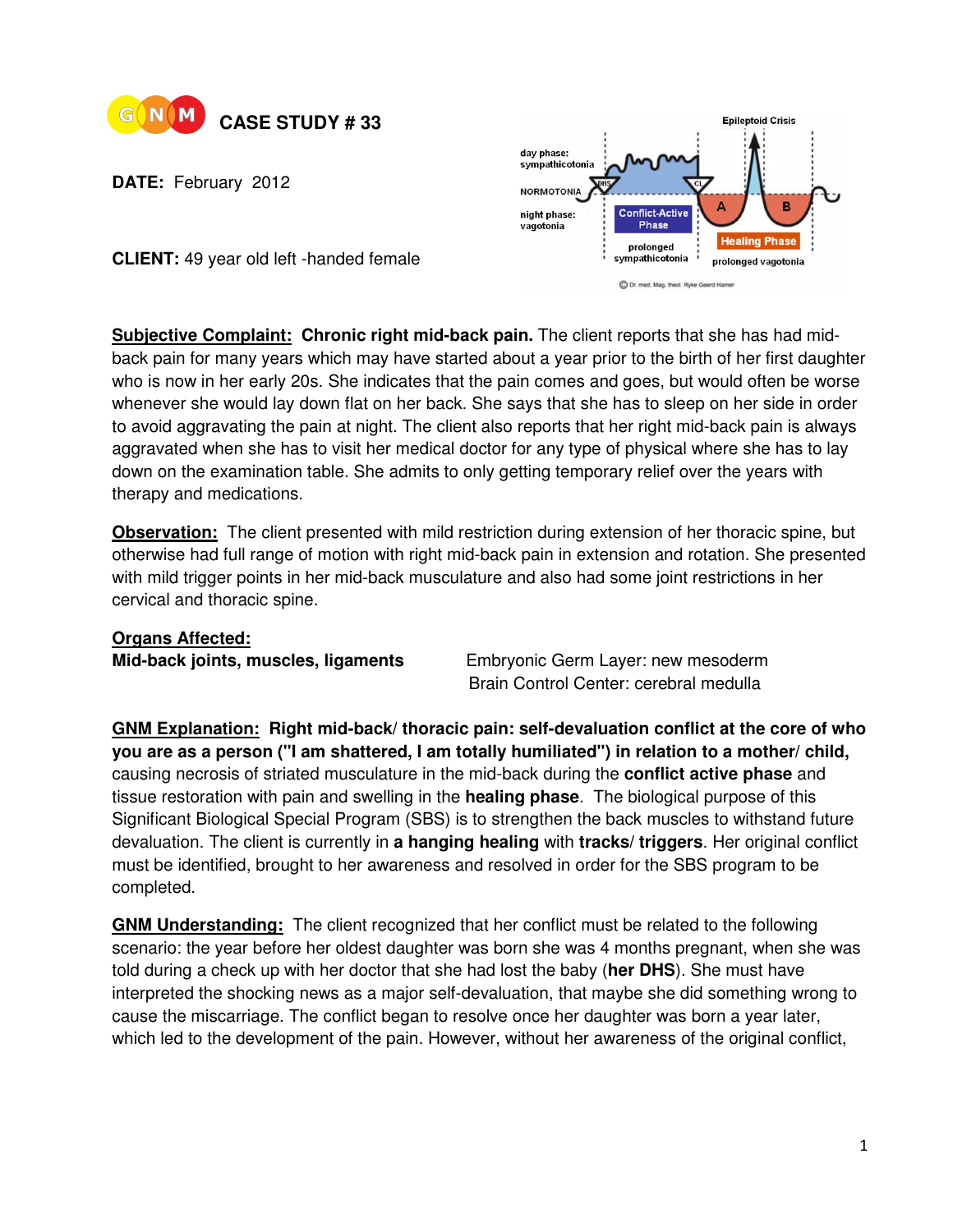# CASE STUDY # 33

**DATE:** February 2012

**CLIENT:** 49 year old left -handed female

**Subjective Complaint:** **Chronic right mid-back pain.** The client reports that she has had mid-back pain for many years which may have started about a year prior to the birth of her first daughter who is now in her early 20s. She indicates that the pain comes and goes, but would often be worse whenever she would lay down flat on her back. She says that she has to sleep on her side in order to avoid aggravating the pain at night. The client also reports that her right mid-back pain is always aggravated when she has to visit her medical doctor for any type of physical where she has to lay down on the examination table. She admits to only getting temporary relief over the years with therapy and medications.

**Observation:** The client presented with mild restriction during extension of her thoracic spine, but otherwise had full range of motion with right mid-back pain in extension and rotation. She presented with mild trigger points in her mid-back musculature and also had some joint restrictions in her cervical and thoracic spine.

**Organs Affected:**

**Mid-back joints, muscles, ligaments**

Embryonic Germ Layer: new mesoderm
Brain Control Center: cerebral medulla

**GNM Explanation:** **Right mid-back/ thoracic pain: self-devaluation conflict at the core of who you are as a person ("I am shattered, I am totally humiliated") in relation to a mother/ child,** causing necrosis of striated musculature in the mid-back during the **conflict active phase** and tissue restoration with pain and swelling in the **healing phase**. The biological purpose of this Significant Biological Special Program (SBS) is to strengthen the back muscles to withstand future devaluation. The client is currently in **a hanging healing** with **tracks/ triggers**. Her original conflict must be identified, brought to her awareness and resolved in order for the SBS program to be completed.

**GNM Understanding:** The client recognized that her conflict must be related to the following scenario: the year before her oldest daughter was born she was 4 months pregnant, when she was told during a check up with her doctor that she had lost the baby (**her DHS**). She must have interpreted the shocking news as a major self-devaluation, that maybe she did something wrong to cause the miscarriage. The conflict began to resolve once her daughter was born a year later, which led to the development of the pain. However, without her awareness of the original conflict,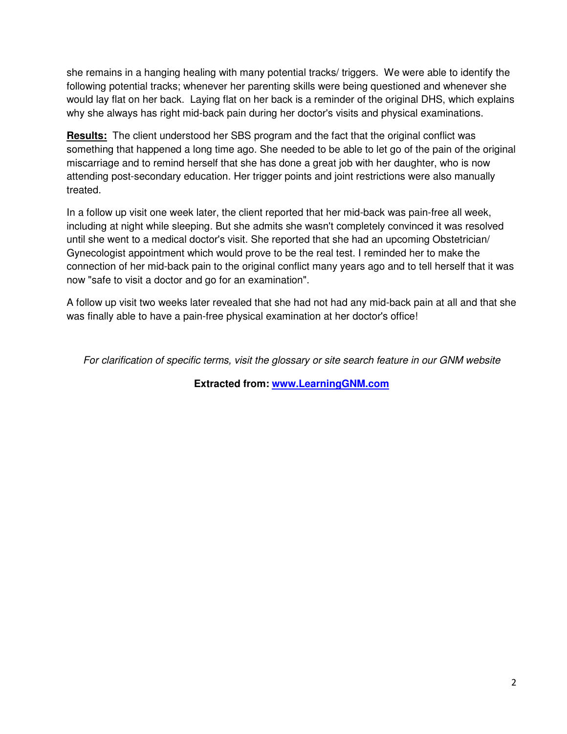she remains in a hanging healing with many potential tracks/ triggers. We were able to identify the following potential tracks; whenever her parenting skills were being questioned and whenever she would lay flat on her back. Laying flat on her back is a reminder of the original DHS, which explains why she always has right mid-back pain during her doctor's visits and physical examinations.

**Results:** The client understood her SBS program and the fact that the original conflict was something that happened a long time ago. She needed to be able to let go of the pain of the original miscarriage and to remind herself that she has done a great job with her daughter, who is now attending post-secondary education. Her trigger points and joint restrictions were also manually treated.

In a follow up visit one week later, the client reported that her mid-back was pain-free all week, including at night while sleeping. But she admits she wasn't completely convinced it was resolved until she went to a medical doctor's visit. She reported that she had an upcoming Obstetrician/ Gynecologist appointment which would prove to be the real test. I reminded her to make the connection of her mid-back pain to the original conflict many years ago and to tell herself that it was now "safe to visit a doctor and go for an examination".

A follow up visit two weeks later revealed that she had not had any mid-back pain at all and that she was finally able to have a pain-free physical examination at her doctor's office!

*For clarification of specific terms, visit the glossary or site search feature in our GNM website*

**Extracted from: [www.LearningGNM.com](http://www.LearningGNM.com)**